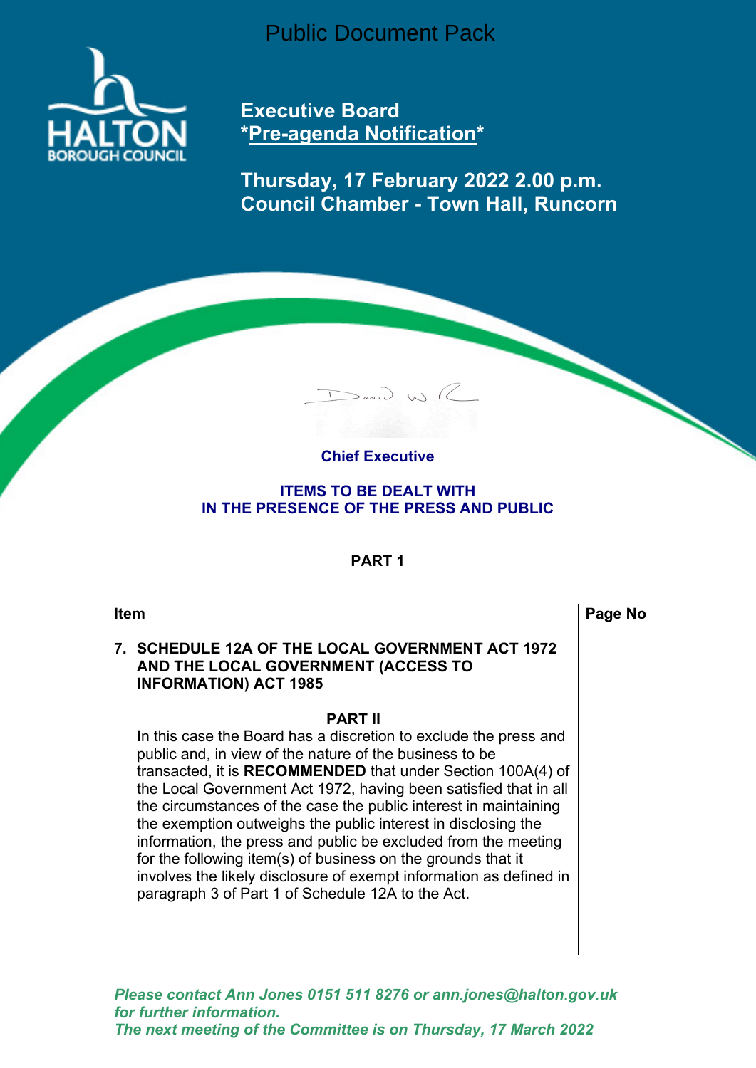Public Document Pack

HALTON BOROUGH COUNCIL

# Executive Board

## \*Pre-agenda Notification\*

## Thursday, 17 February 2022 2.00 p.m.
## Council Chamber - Town Hall, Runcorn

**Chief Executive**

**ITEMS TO BE DEALT WITH**
**IN THE PRESENCE OF THE PRESS AND PUBLIC**

**PART 1**

| Item | Page No |
|---|---|
| **7. SCHEDULE 12A OF THE LOCAL GOVERNMENT ACT 1972 AND THE LOCAL GOVERNMENT (ACCESS TO INFORMATION) ACT 1985** | |

**PART II**

In this case the Board has a discretion to exclude the press and public and, in view of the nature of the business to be transacted, it is **RECOMMENDED** that under Section 100A(4) of the Local Government Act 1972, having been satisfied that in all the circumstances of the case the public interest in maintaining the exemption outweighs the public interest in disclosing the information, the press and public be excluded from the meeting for the following item(s) of business on the grounds that it involves the likely disclosure of exempt information as defined in paragraph 3 of Part 1 of Schedule 12A to the Act.

*Please contact Ann Jones 0151 511 8276 or ann.jones@halton.gov.uk for further information.*
*The next meeting of the Committee is on Thursday, 17 March 2022*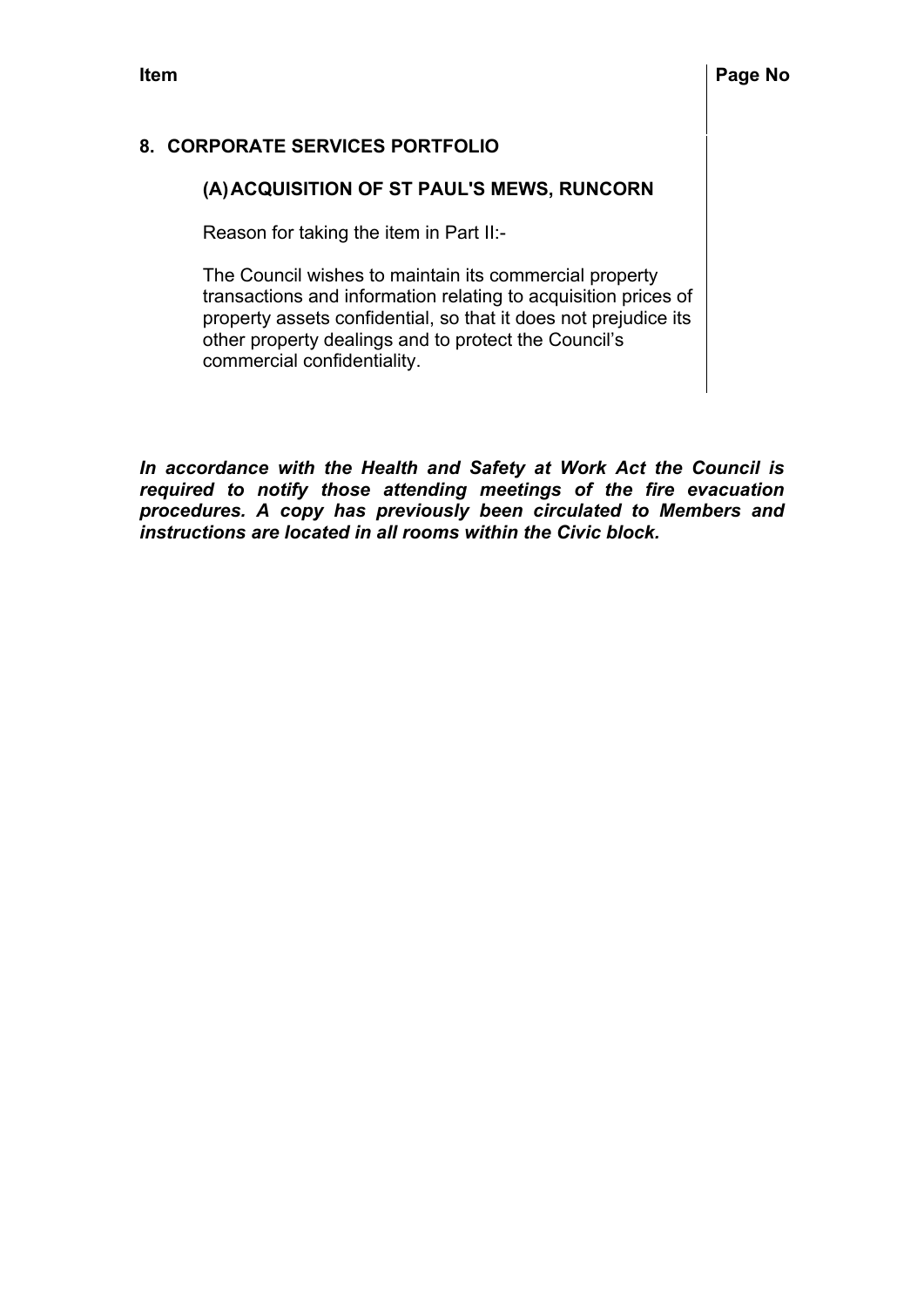| Item | Page No |
|---|---|
| **8. CORPORATE SERVICES PORTFOLIO** | |
| **(A) ACQUISITION OF ST PAUL'S MEWS, RUNCORN** | |
| Reason for taking the item in Part II:- | |
| The Council wishes to maintain its commercial property transactions and information relating to acquisition prices of property assets confidential, so that it does not prejudice its other property dealings and to protect the Council's commercial confidentiality. | |

***In accordance with the Health and Safety at Work Act the Council is required to notify those attending meetings of the fire evacuation procedures. A copy has previously been circulated to Members and instructions are located in all rooms within the Civic block.***